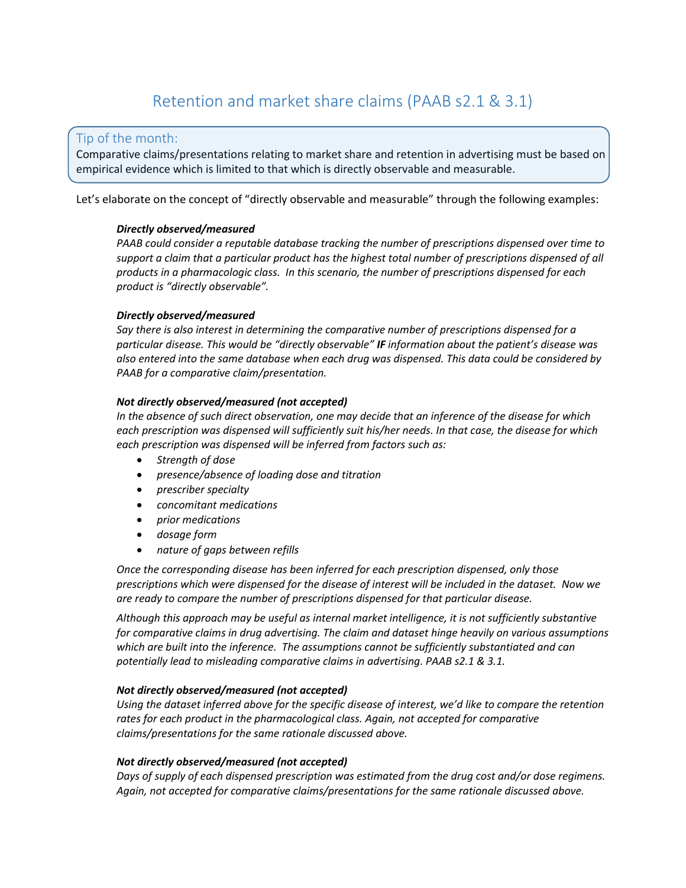# Retention and market share claims (PAAB s2.1 & 3.1)

> Tip of the month:
>
> Comparative claims/presentations relating to market share and retention in advertising must be based on empirical evidence which is limited to that which is directly observable and measurable.

Let's elaborate on the concept of "directly observable and measurable" through the following examples:

***Directly observed/measured***

*PAAB could consider a reputable database tracking the number of prescriptions dispensed over time to support a claim that a particular product has the highest total number of prescriptions dispensed of all products in a pharmacologic class. In this scenario, the number of prescriptions dispensed for each product is "directly observable".*

***Directly observed/measured***

*Say there is also interest in determining the comparative number of prescriptions dispensed for a particular disease. This would be "directly observable"* ***IF*** *information about the patient's disease was also entered into the same database when each drug was dispensed. This data could be considered by PAAB for a comparative claim/presentation.*

***Not directly observed/measured (not accepted)***

*In the absence of such direct observation, one may decide that an inference of the disease for which each prescription was dispensed will sufficiently suit his/her needs. In that case, the disease for which each prescription was dispensed will be inferred from factors such as:*

- *Strength of dose*
- *presence/absence of loading dose and titration*
- *prescriber specialty*
- *concomitant medications*
- *prior medications*
- *dosage form*
- *nature of gaps between refills*

*Once the corresponding disease has been inferred for each prescription dispensed, only those prescriptions which were dispensed for the disease of interest will be included in the dataset. Now we are ready to compare the number of prescriptions dispensed for that particular disease.*

*Although this approach may be useful as internal market intelligence, it is not sufficiently substantive for comparative claims in drug advertising. The claim and dataset hinge heavily on various assumptions which are built into the inference. The assumptions cannot be sufficiently substantiated and can potentially lead to misleading comparative claims in advertising. PAAB s2.1 & 3.1.*

***Not directly observed/measured (not accepted)***

*Using the dataset inferred above for the specific disease of interest, we'd like to compare the retention rates for each product in the pharmacological class. Again, not accepted for comparative claims/presentations for the same rationale discussed above.*

***Not directly observed/measured (not accepted)***

*Days of supply of each dispensed prescription was estimated from the drug cost and/or dose regimens. Again, not accepted for comparative claims/presentations for the same rationale discussed above.*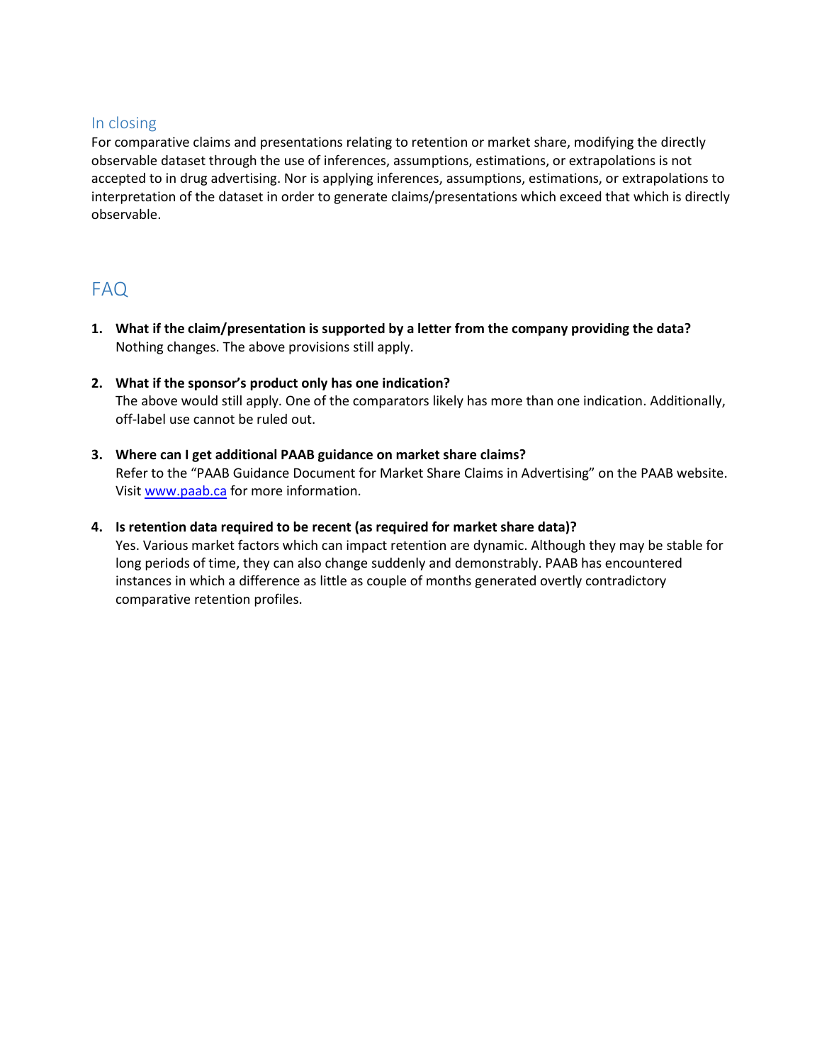## In closing

For comparative claims and presentations relating to retention or market share, modifying the directly observable dataset through the use of inferences, assumptions, estimations, or extrapolations is not accepted to in drug advertising. Nor is applying inferences, assumptions, estimations, or extrapolations to interpretation of the dataset in order to generate claims/presentations which exceed that which is directly observable.

# FAQ

1. **What if the claim/presentation is supported by a letter from the company providing the data?**
   Nothing changes. The above provisions still apply.

2. **What if the sponsor's product only has one indication?**
   The above would still apply. One of the comparators likely has more than one indication. Additionally, off-label use cannot be ruled out.

3. **Where can I get additional PAAB guidance on market share claims?**
   Refer to the "PAAB Guidance Document for Market Share Claims in Advertising" on the PAAB website. Visit www.paab.ca for more information.

4. **Is retention data required to be recent (as required for market share data)?**
   Yes. Various market factors which can impact retention are dynamic. Although they may be stable for long periods of time, they can also change suddenly and demonstrably. PAAB has encountered instances in which a difference as little as couple of months generated overtly contradictory comparative retention profiles.